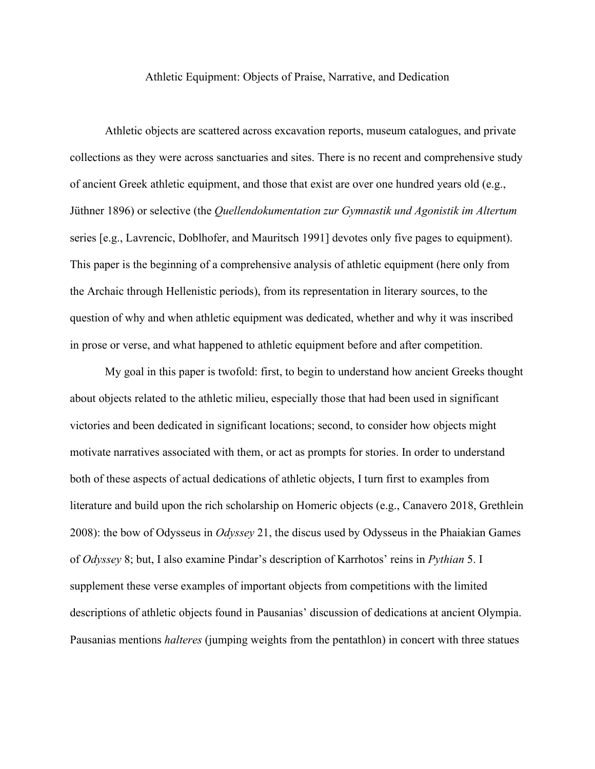# Athletic Equipment: Objects of Praise, Narrative, and Dedication

Athletic objects are scattered across excavation reports, museum catalogues, and private collections as they were across sanctuaries and sites. There is no recent and comprehensive study of ancient Greek athletic equipment, and those that exist are over one hundred years old (e.g., Jüthner 1896) or selective (the *Quellendokumentation zur Gymnastik und Agonistik im Altertum* series [e.g., Lavrencic, Doblhofer, and Mauritsch 1991] devotes only five pages to equipment). This paper is the beginning of a comprehensive analysis of athletic equipment (here only from the Archaic through Hellenistic periods), from its representation in literary sources, to the question of why and when athletic equipment was dedicated, whether and why it was inscribed in prose or verse, and what happened to athletic equipment before and after competition.

My goal in this paper is twofold: first, to begin to understand how ancient Greeks thought about objects related to the athletic milieu, especially those that had been used in significant victories and been dedicated in significant locations; second, to consider how objects might motivate narratives associated with them, or act as prompts for stories. In order to understand both of these aspects of actual dedications of athletic objects, I turn first to examples from literature and build upon the rich scholarship on Homeric objects (e.g., Canavero 2018, Grethlein 2008): the bow of Odysseus in *Odyssey* 21, the discus used by Odysseus in the Phaiakian Games of *Odyssey* 8; but, I also examine Pindar's description of Karrhotos' reins in *Pythian* 5. I supplement these verse examples of important objects from competitions with the limited descriptions of athletic objects found in Pausanias' discussion of dedications at ancient Olympia. Pausanias mentions *halteres* (jumping weights from the pentathlon) in concert with three statues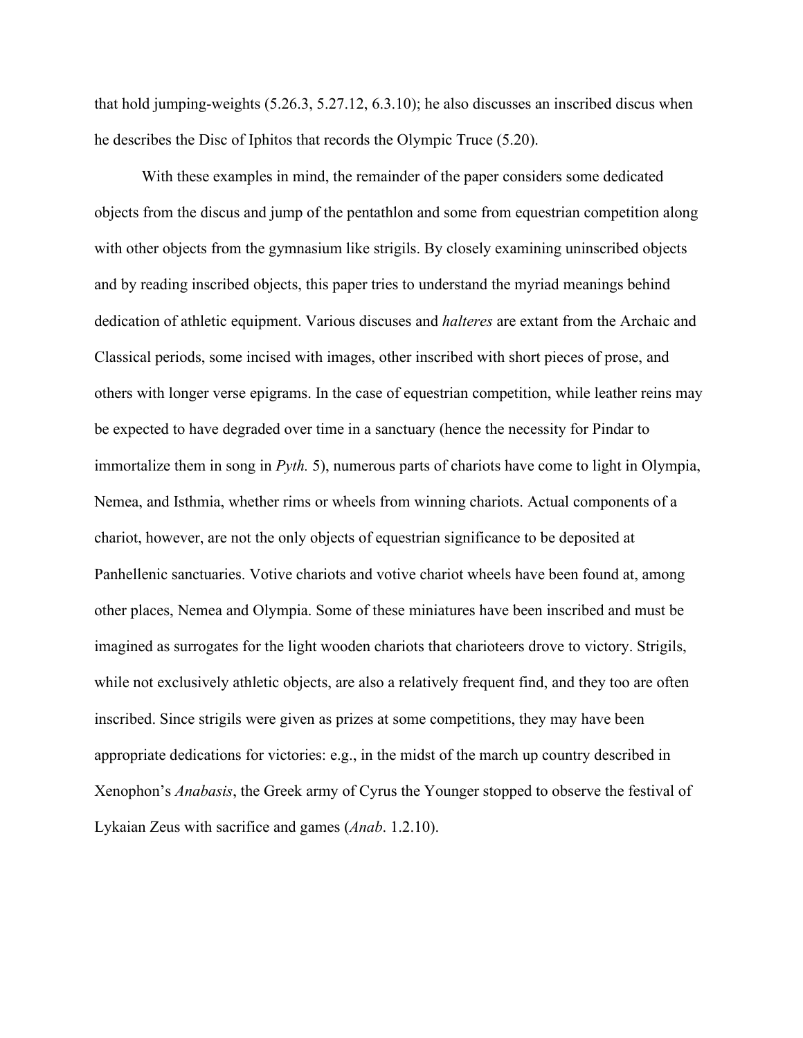that hold jumping-weights (5.26.3, 5.27.12, 6.3.10); he also discusses an inscribed discus when he describes the Disc of Iphitos that records the Olympic Truce (5.20).

With these examples in mind, the remainder of the paper considers some dedicated objects from the discus and jump of the pentathlon and some from equestrian competition along with other objects from the gymnasium like strigils. By closely examining uninscribed objects and by reading inscribed objects, this paper tries to understand the myriad meanings behind dedication of athletic equipment. Various discuses and *halteres* are extant from the Archaic and Classical periods, some incised with images, other inscribed with short pieces of prose, and others with longer verse epigrams. In the case of equestrian competition, while leather reins may be expected to have degraded over time in a sanctuary (hence the necessity for Pindar to immortalize them in song in *Pyth.* 5), numerous parts of chariots have come to light in Olympia, Nemea, and Isthmia, whether rims or wheels from winning chariots. Actual components of a chariot, however, are not the only objects of equestrian significance to be deposited at Panhellenic sanctuaries. Votive chariots and votive chariot wheels have been found at, among other places, Nemea and Olympia. Some of these miniatures have been inscribed and must be imagined as surrogates for the light wooden chariots that charioteers drove to victory. Strigils, while not exclusively athletic objects, are also a relatively frequent find, and they too are often inscribed. Since strigils were given as prizes at some competitions, they may have been appropriate dedications for victories: e.g., in the midst of the march up country described in Xenophon's *Anabasis*, the Greek army of Cyrus the Younger stopped to observe the festival of Lykaian Zeus with sacrifice and games (*Anab*. 1.2.10).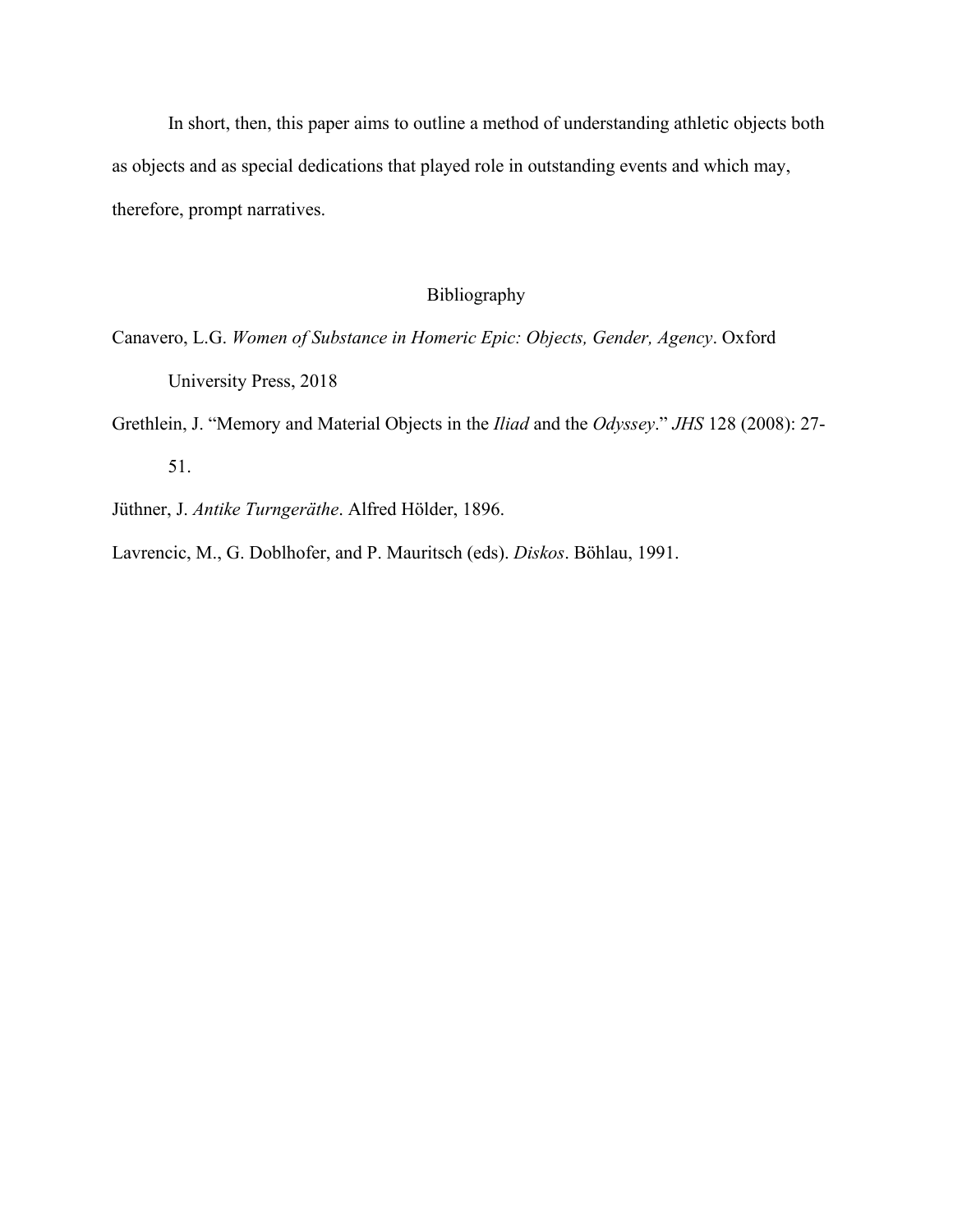In short, then, this paper aims to outline a method of understanding athletic objects both as objects and as special dedications that played role in outstanding events and which may, therefore, prompt narratives.

## Bibliography

Canavero, L.G. *Women of Substance in Homeric Epic: Objects, Gender, Agency*. Oxford University Press, 2018

Grethlein, J. "Memory and Material Objects in the *Iliad* and the *Odyssey*." *JHS* 128 (2008): 27-51.

Jüthner, J. *Antike Turngeräthe*. Alfred Hölder, 1896.

Lavrencic, M., G. Doblhofer, and P. Mauritsch (eds). *Diskos*. Böhlau, 1991.